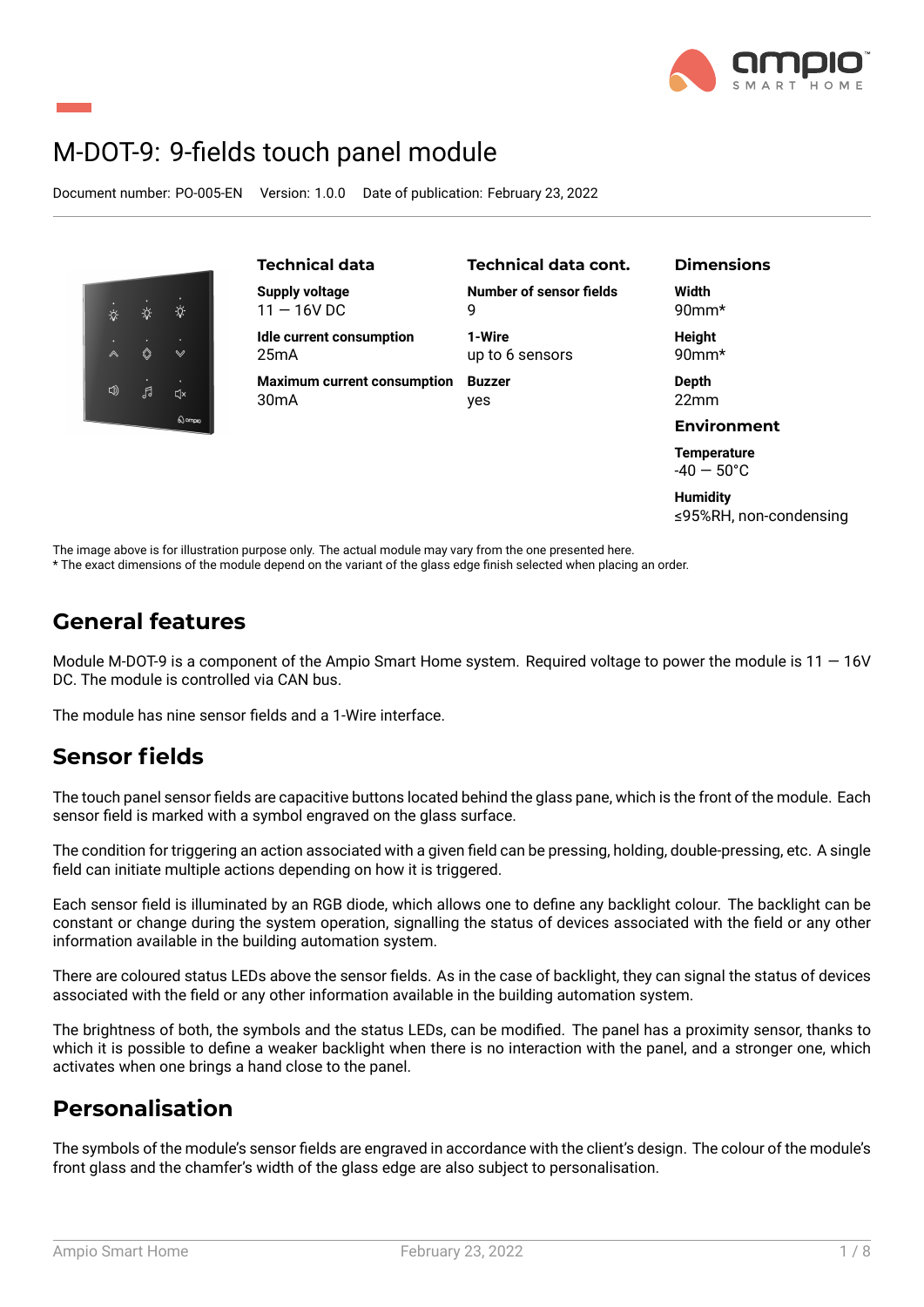# M-DOT-9: 9-fields touch panel module

Document number: PO-005-EN Version: 1.0.0 Date of publication: February 23, 2022

### Technical data

**Supply voltage**
11 — 16V DC

**Idle current consumption**
25mA

**Maximum current consumption**
30mA

### Technical data cont.

**Number of sensor fields**
9

**1-Wire**
up to 6 sensors

**Buzzer**
yes

### Dimensions

**Width**
90mm*

**Height**
90mm*

**Depth**
22mm

### Environment

**Temperature**
-40 — 50°C

**Humidity**
≤95%RH, non-condensing

The image above is for illustration purpose only. The actual module may vary from the one presented here.
* The exact dimensions of the module depend on the variant of the glass edge finish selected when placing an order.

## General features

Module M-DOT-9 is a component of the Ampio Smart Home system. Required voltage to power the module is 11 — 16V DC. The module is controlled via CAN bus.

The module has nine sensor fields and a 1-Wire interface.

## Sensor fields

The touch panel sensor fields are capacitive buttons located behind the glass pane, which is the front of the module. Each sensor field is marked with a symbol engraved on the glass surface.

The condition for triggering an action associated with a given field can be pressing, holding, double-pressing, etc. A single field can initiate multiple actions depending on how it is triggered.

Each sensor field is illuminated by an RGB diode, which allows one to define any backlight colour. The backlight can be constant or change during the system operation, signalling the status of devices associated with the field or any other information available in the building automation system.

There are coloured status LEDs above the sensor fields. As in the case of backlight, they can signal the status of devices associated with the field or any other information available in the building automation system.

The brightness of both, the symbols and the status LEDs, can be modified. The panel has a proximity sensor, thanks to which it is possible to define a weaker backlight when there is no interaction with the panel, and a stronger one, which activates when one brings a hand close to the panel.

## Personalisation

The symbols of the module's sensor fields are engraved in accordance with the client's design. The colour of the module's front glass and the chamfer's width of the glass edge are also subject to personalisation.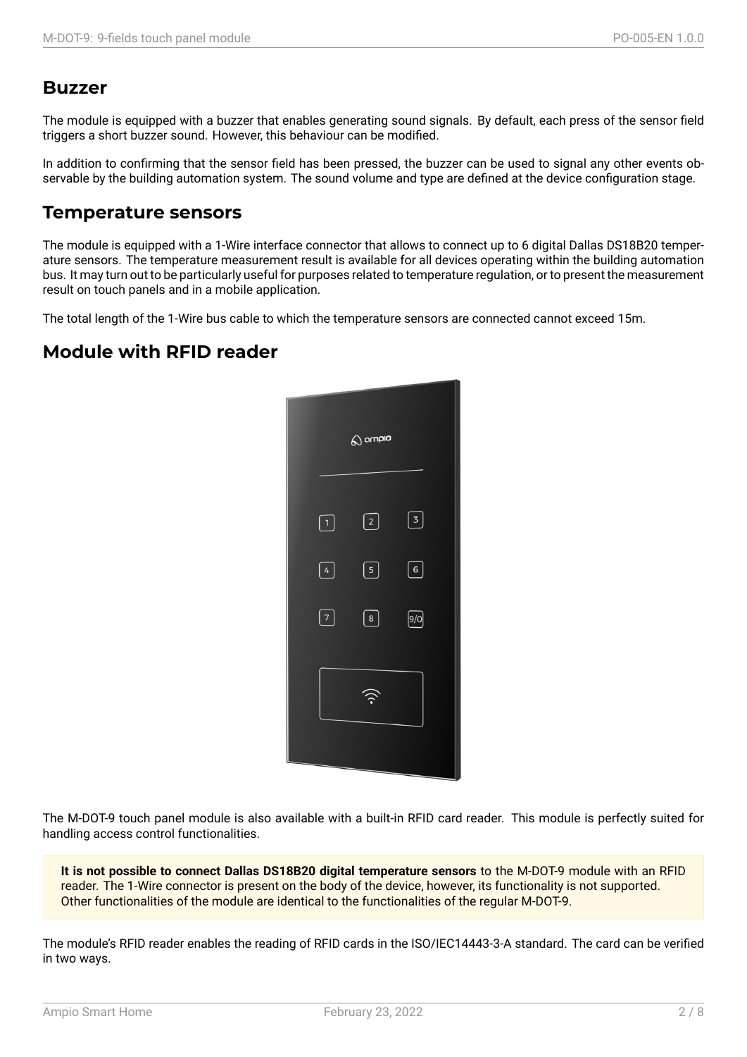## Buzzer

The module is equipped with a buzzer that enables generating sound signals. By default, each press of the sensor field triggers a short buzzer sound. However, this behaviour can be modified.

In addition to confirming that the sensor field has been pressed, the buzzer can be used to signal any other events observable by the building automation system. The sound volume and type are defined at the device configuration stage.

## Temperature sensors

The module is equipped with a 1-Wire interface connector that allows to connect up to 6 digital Dallas DS18B20 temperature sensors. The temperature measurement result is available for all devices operating within the building automation bus. It may turn out to be particularly useful for purposes related to temperature regulation, or to present the measurement result on touch panels and in a mobile application.

The total length of the 1-Wire bus cable to which the temperature sensors are connected cannot exceed 15m.

## Module with RFID reader

The M-DOT-9 touch panel module is also available with a built-in RFID card reader. This module is perfectly suited for handling access control functionalities.

> **It is not possible to connect Dallas DS18B20 digital temperature sensors** to the M-DOT-9 module with an RFID reader. The 1-Wire connector is present on the body of the device, however, its functionality is not supported. Other functionalities of the module are identical to the functionalities of the regular M-DOT-9.

The module's RFID reader enables the reading of RFID cards in the ISO/IEC14443-3-A standard. The card can be verified in two ways.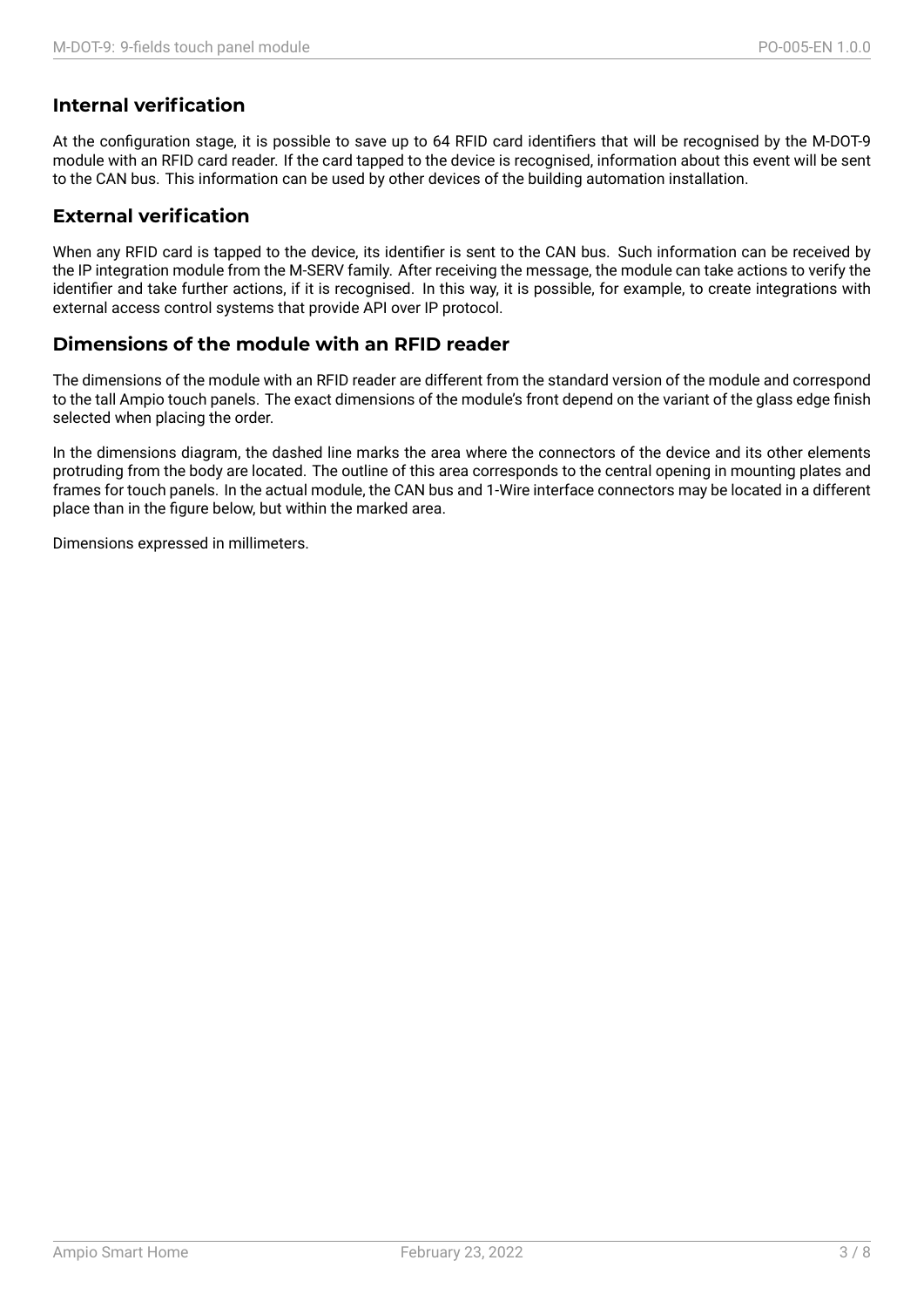## Internal verification

At the configuration stage, it is possible to save up to 64 RFID card identifiers that will be recognised by the M-DOT-9 module with an RFID card reader. If the card tapped to the device is recognised, information about this event will be sent to the CAN bus. This information can be used by other devices of the building automation installation.

## External verification

When any RFID card is tapped to the device, its identifier is sent to the CAN bus. Such information can be received by the IP integration module from the M-SERV family. After receiving the message, the module can take actions to verify the identifier and take further actions, if it is recognised. In this way, it is possible, for example, to create integrations with external access control systems that provide API over IP protocol.

## Dimensions of the module with an RFID reader

The dimensions of the module with an RFID reader are different from the standard version of the module and correspond to the tall Ampio touch panels. The exact dimensions of the module's front depend on the variant of the glass edge finish selected when placing the order.

In the dimensions diagram, the dashed line marks the area where the connectors of the device and its other elements protruding from the body are located. The outline of this area corresponds to the central opening in mounting plates and frames for touch panels. In the actual module, the CAN bus and 1-Wire interface connectors may be located in a different place than in the figure below, but within the marked area.

Dimensions expressed in millimeters.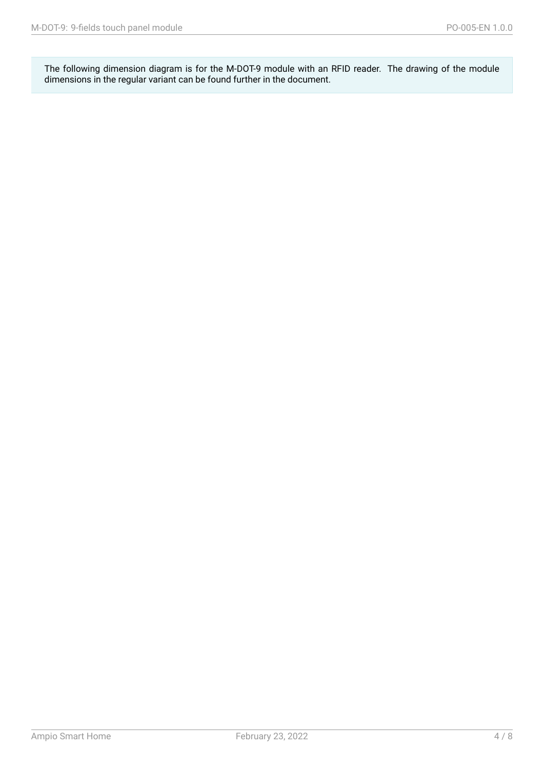The following dimension diagram is for the M-DOT-9 module with an RFID reader. The drawing of the module dimensions in the regular variant can be found further in the document.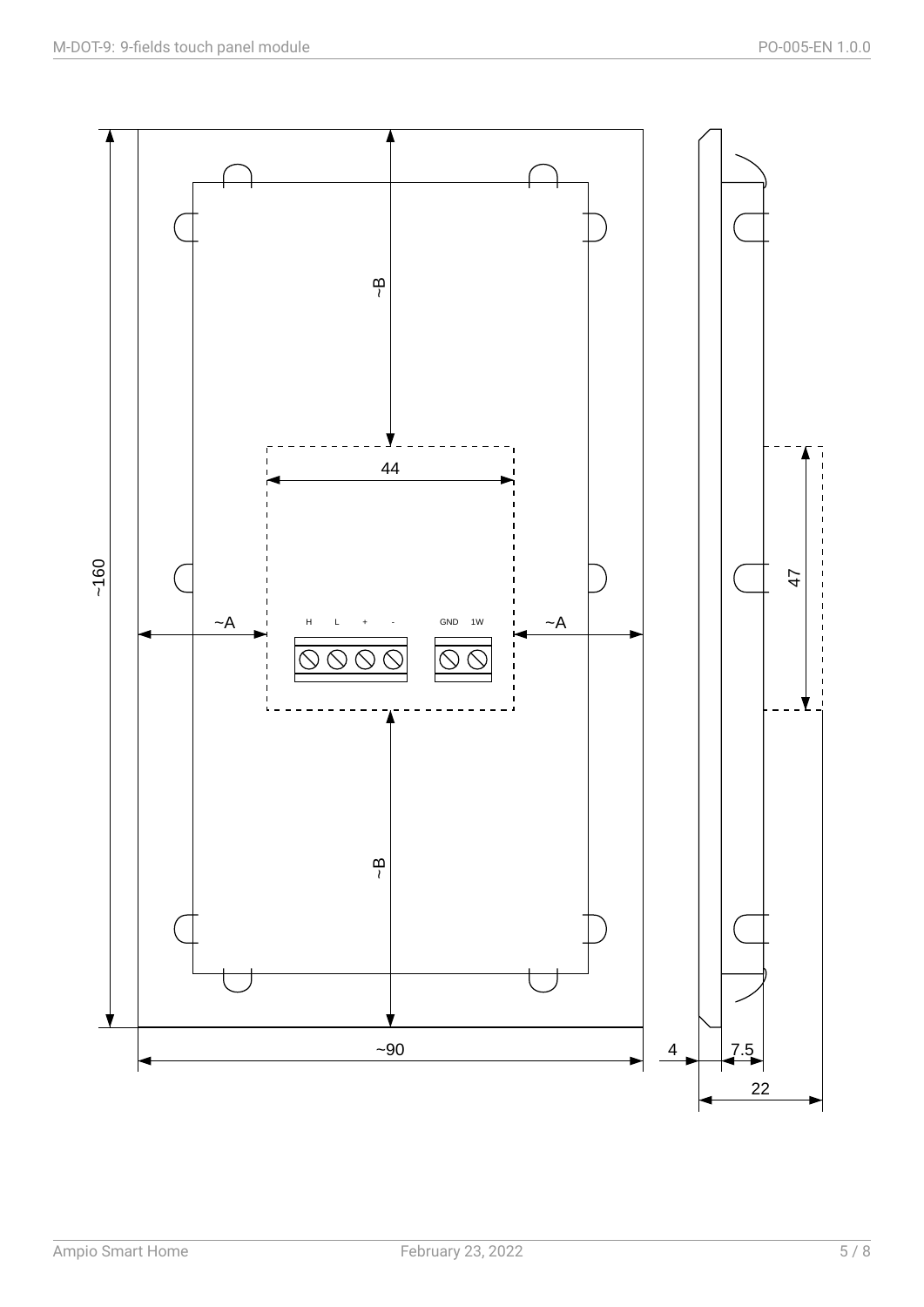~B

44

H L + - GND 1W

~A ~A

~160

47

~B

~90

4 7.5

22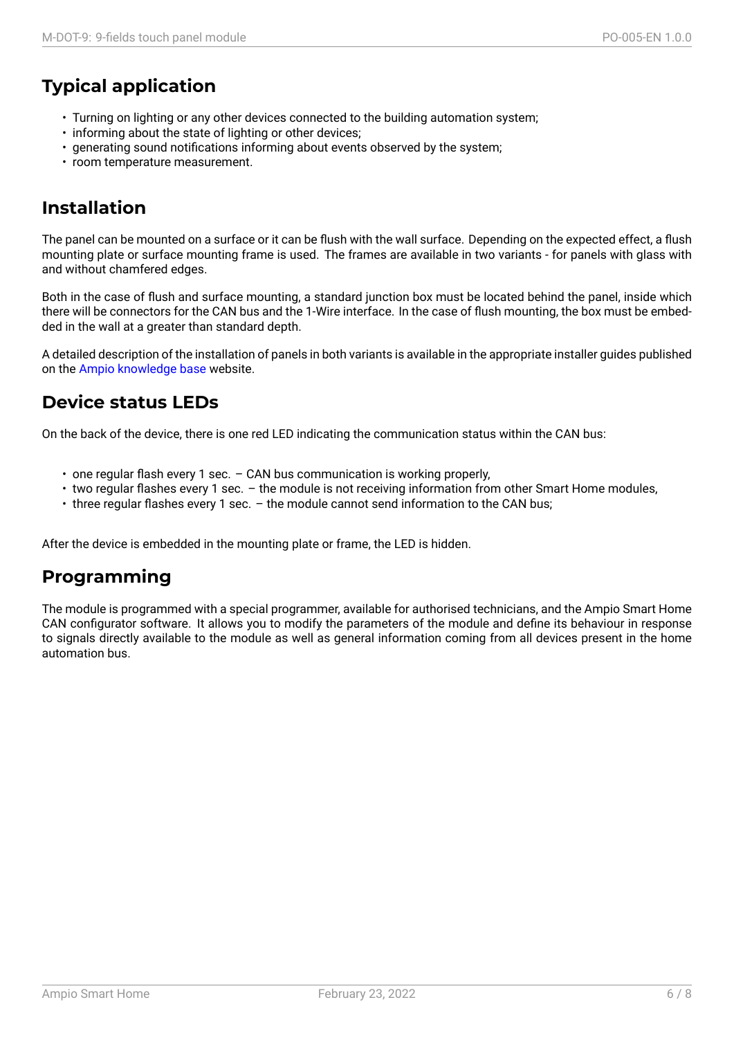## Typical application

- Turning on lighting or any other devices connected to the building automation system;
- informing about the state of lighting or other devices;
- generating sound notifications informing about events observed by the system;
- room temperature measurement.

## Installation

The panel can be mounted on a surface or it can be flush with the wall surface. Depending on the expected effect, a flush mounting plate or surface mounting frame is used. The frames are available in two variants - for panels with glass with and without chamfered edges.

Both in the case of flush and surface mounting, a standard junction box must be located behind the panel, inside which there will be connectors for the CAN bus and the 1-Wire interface. In the case of flush mounting, the box must be embedded in the wall at a greater than standard depth.

A detailed description of the installation of panels in both variants is available in the appropriate installer guides published on the Ampio knowledge base website.

## Device status LEDs

On the back of the device, there is one red LED indicating the communication status within the CAN bus:

- one regular flash every 1 sec. – CAN bus communication is working properly,
- two regular flashes every 1 sec. – the module is not receiving information from other Smart Home modules,
- three regular flashes every 1 sec. – the module cannot send information to the CAN bus;

After the device is embedded in the mounting plate or frame, the LED is hidden.

## Programming

The module is programmed with a special programmer, available for authorised technicians, and the Ampio Smart Home CAN configurator software. It allows you to modify the parameters of the module and define its behaviour in response to signals directly available to the module as well as general information coming from all devices present in the home automation bus.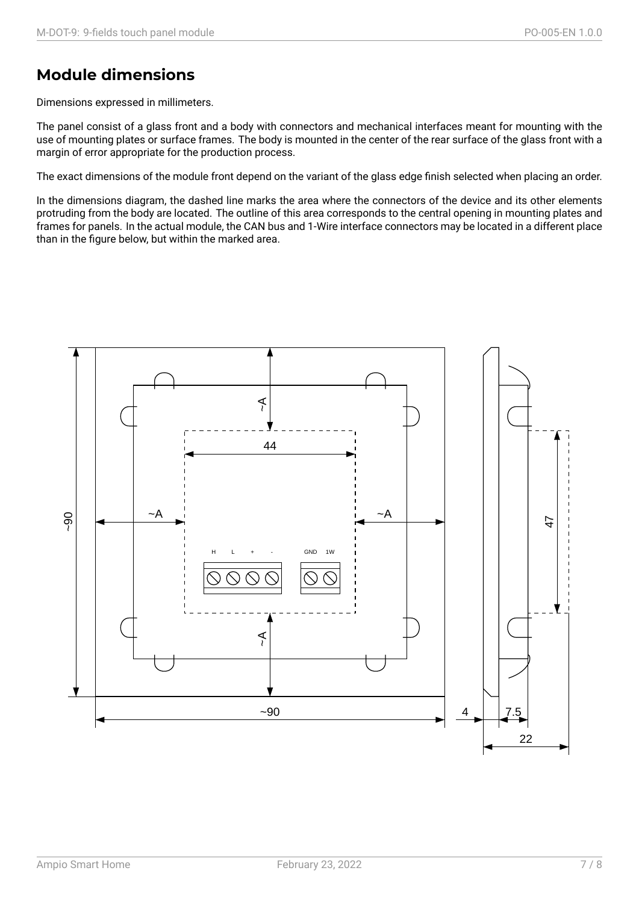## Module dimensions

Dimensions expressed in millimeters.

The panel consist of a glass front and a body with connectors and mechanical interfaces meant for mounting with the use of mounting plates or surface frames. The body is mounted in the center of the rear surface of the glass front with a margin of error appropriate for the production process.

The exact dimensions of the module front depend on the variant of the glass edge finish selected when placing an order.

In the dimensions diagram, the dashed line marks the area where the connectors of the device and its other elements protruding from the body are located. The outline of this area corresponds to the central opening in mounting plates and frames for panels. In the actual module, the CAN bus and 1-Wire interface connectors may be located in a different place than in the figure below, but within the marked area.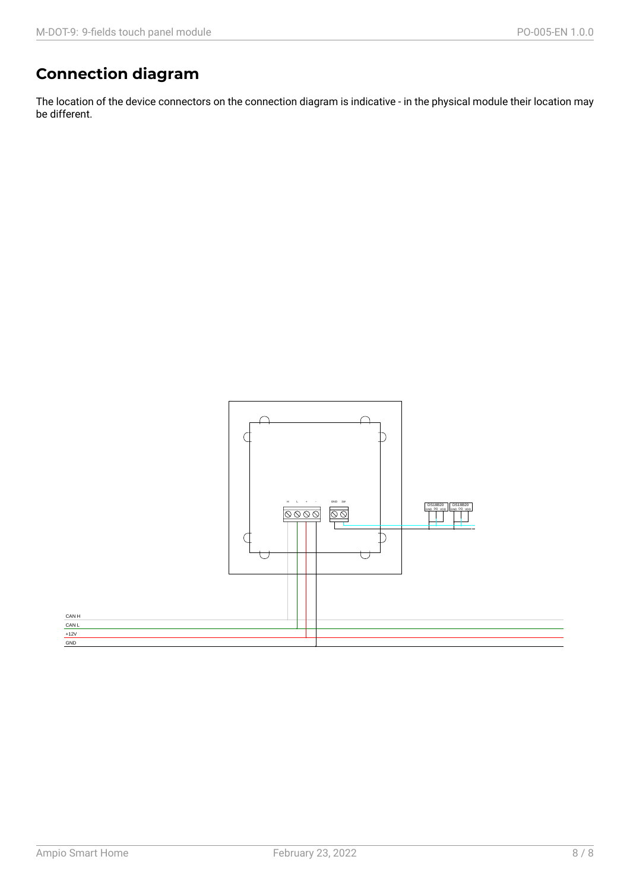# Connection diagram

The location of the device connectors on the connection diagram is indicative - in the physical module their location may be different.

H L + – GND 1W

DS18B20 GND DQ VDD

DS18B20 GND DQ VDD

CAN H

CAN L

+12V

GND